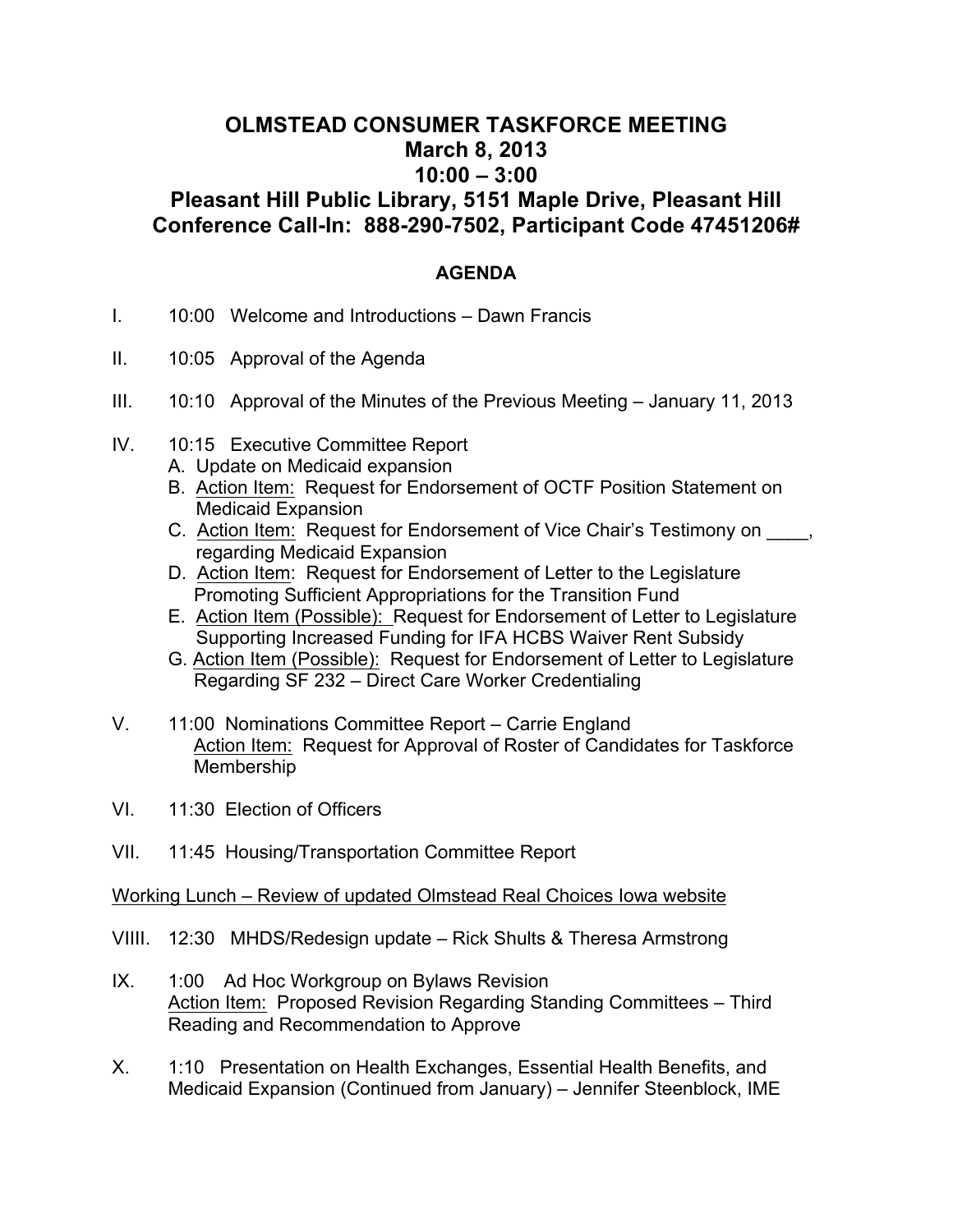# OLMSTEAD CONSUMER TASKFORCE MEETING

## March 8, 2013

## 10:00 – 3:00

## Pleasant Hill Public Library, 5151 Maple Drive, Pleasant Hill

## Conference Call-In: 888-290-7502, Participant Code 47451206#

### AGENDA

I. 10:00 Welcome and Introductions – Dawn Francis

II. 10:05 Approval of the Agenda

III. 10:10 Approval of the Minutes of the Previous Meeting – January 11, 2013

IV. 10:15 Executive Committee Report
   - A. Update on Medicaid expansion
   - B. Action Item: Request for Endorsement of OCTF Position Statement on Medicaid Expansion
   - C. Action Item: Request for Endorsement of Vice Chair's Testimony on ____, regarding Medicaid Expansion
   - D. Action Item: Request for Endorsement of Letter to the Legislature Promoting Sufficient Appropriations for the Transition Fund
   - E. Action Item (Possible): Request for Endorsement of Letter to Legislature Supporting Increased Funding for IFA HCBS Waiver Rent Subsidy
   - G. Action Item (Possible): Request for Endorsement of Letter to Legislature Regarding SF 232 – Direct Care Worker Credentialing

V. 11:00 Nominations Committee Report – Carrie England
   Action Item: Request for Approval of Roster of Candidates for Taskforce Membership

VI. 11:30 Election of Officers

VII. 11:45 Housing/Transportation Committee Report

Working Lunch – Review of updated Olmstead Real Choices Iowa website

VIIII. 12:30 MHDS/Redesign update – Rick Shults & Theresa Armstrong

IX. 1:00 Ad Hoc Workgroup on Bylaws Revision
   Action Item: Proposed Revision Regarding Standing Committees – Third Reading and Recommendation to Approve

X. 1:10 Presentation on Health Exchanges, Essential Health Benefits, and Medicaid Expansion (Continued from January) – Jennifer Steenblock, IME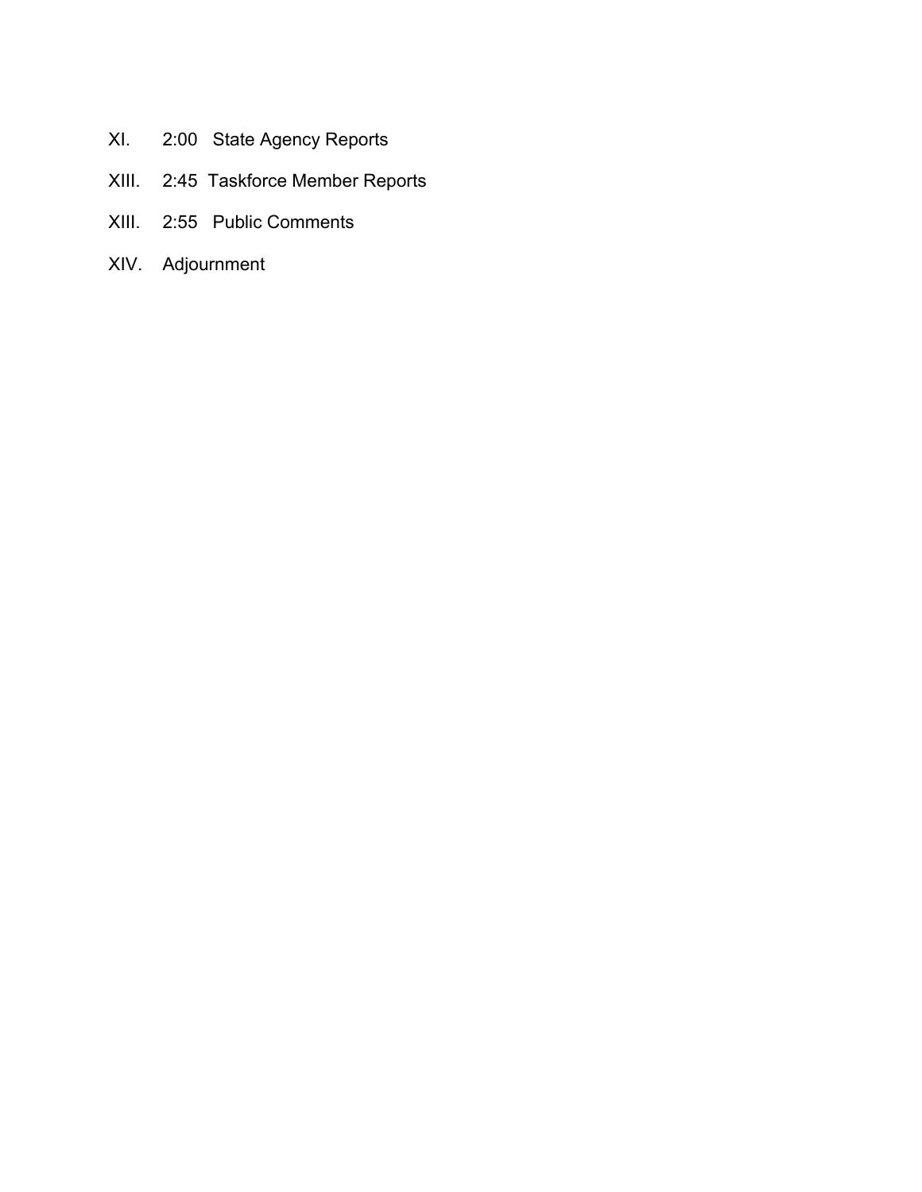XI. 2:00 State Agency Reports

XIII. 2:45 Taskforce Member Reports

XIII. 2:55 Public Comments

XIV. Adjournment